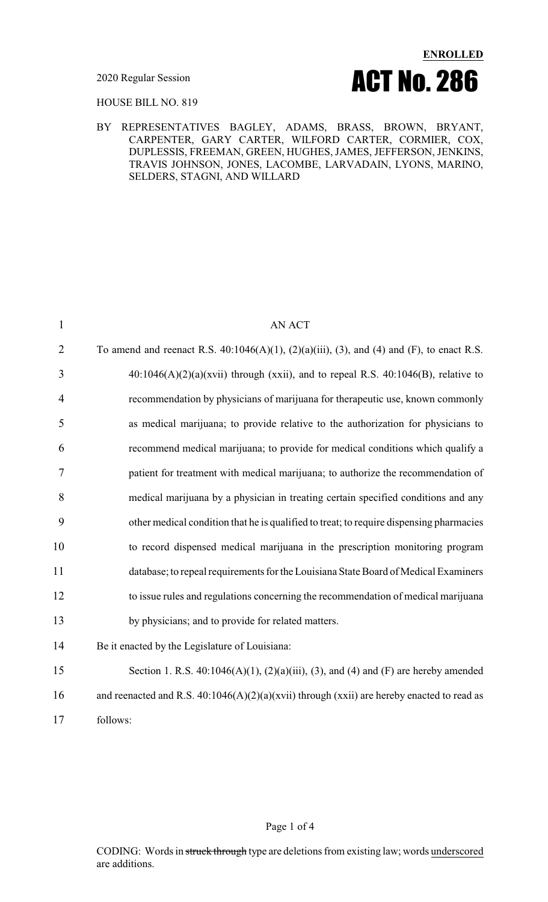**ENROLLED**

2020 Regular Session

# ACT No. 286

HOUSE BILL NO. 819

BY REPRESENTATIVES BAGLEY, ADAMS, BRASS, BROWN, BRYANT, CARPENTER, GARY CARTER, WILFORD CARTER, CORMIER, COX, DUPLESSIS, FREEMAN, GREEN, HUGHES, JAMES, JEFFERSON, JENKINS, TRAVIS JOHNSON, JONES, LACOMBE, LARVADAIN, LYONS, MARINO, SELDERS, STAGNI, AND WILLARD

AN ACT

To amend and reenact R.S. 40:1046(A)(1), (2)(a)(iii), (3), and (4) and (F), to enact R.S. 40:1046(A)(2)(a)(xvii) through (xxii), and to repeal R.S. 40:1046(B), relative to recommendation by physicians of marijuana for therapeutic use, known commonly as medical marijuana; to provide relative to the authorization for physicians to recommend medical marijuana; to provide for medical conditions which qualify a patient for treatment with medical marijuana; to authorize the recommendation of medical marijuana by a physician in treating certain specified conditions and any other medical condition that he is qualified to treat; to require dispensing pharmacies to record dispensed medical marijuana in the prescription monitoring program database; to repeal requirements for the Louisiana State Board of Medical Examiners to issue rules and regulations concerning the recommendation of medical marijuana by physicians; and to provide for related matters.

Be it enacted by the Legislature of Louisiana:

Section 1. R.S. 40:1046(A)(1), (2)(a)(iii), (3), and (4) and (F) are hereby amended and reenacted and R.S. 40:1046(A)(2)(a)(xvii) through (xxii) are hereby enacted to read as follows:

CODING: Words in ~~struck through~~ type are deletions from existing law; words underscored are additions.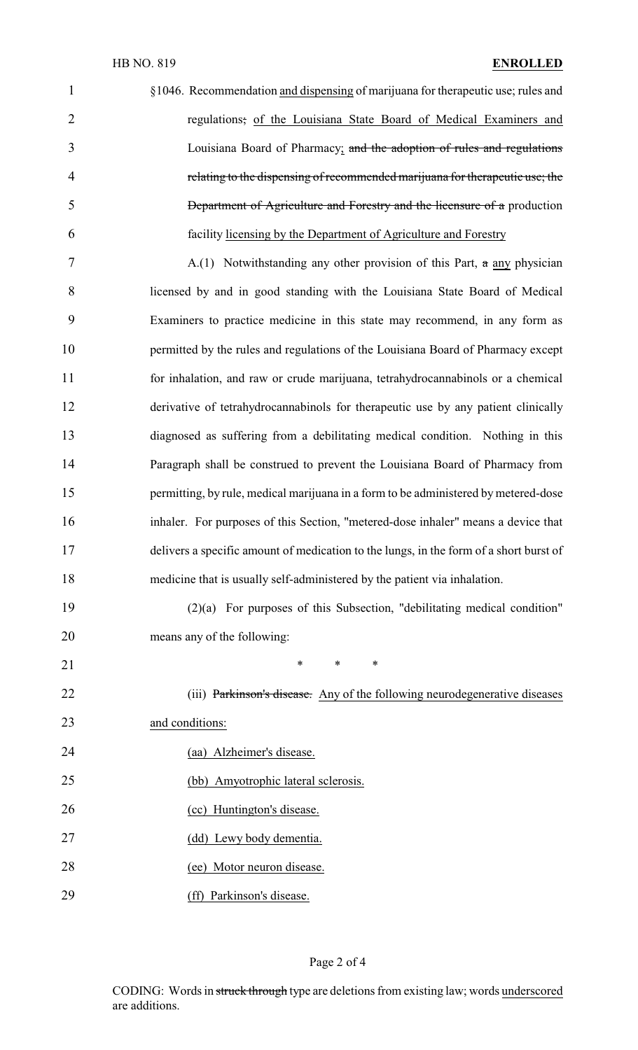§1046. Recommendation and dispensing of marijuana for therapeutic use; rules and regulations; of the Louisiana State Board of Medical Examiners and Louisiana Board of Pharmacy; and the adoption of rules and regulations relating to the dispensing of recommended marijuana for therapeutic use; the Department of Agriculture and Forestry and the licensure of a production facility licensing by the Department of Agriculture and Forestry

A.(1) Notwithstanding any other provision of this Part, a any physician licensed by and in good standing with the Louisiana State Board of Medical Examiners to practice medicine in this state may recommend, in any form as permitted by the rules and regulations of the Louisiana Board of Pharmacy except for inhalation, and raw or crude marijuana, tetrahydrocannabinols or a chemical derivative of tetrahydrocannabinols for therapeutic use by any patient clinically diagnosed as suffering from a debilitating medical condition. Nothing in this Paragraph shall be construed to prevent the Louisiana Board of Pharmacy from permitting, by rule, medical marijuana in a form to be administered by metered-dose inhaler. For purposes of this Section, "metered-dose inhaler" means a device that delivers a specific amount of medication to the lungs, in the form of a short burst of medicine that is usually self-administered by the patient via inhalation.

(2)(a) For purposes of this Subsection, "debilitating medical condition" means any of the following:

\* \* \*

(iii) Parkinson's disease. Any of the following neurodegenerative diseases and conditions:

(aa) Alzheimer's disease.

(bb) Amyotrophic lateral sclerosis.

(cc) Huntington's disease.

(dd) Lewy body dementia.

(ee) Motor neuron disease.

(ff) Parkinson's disease.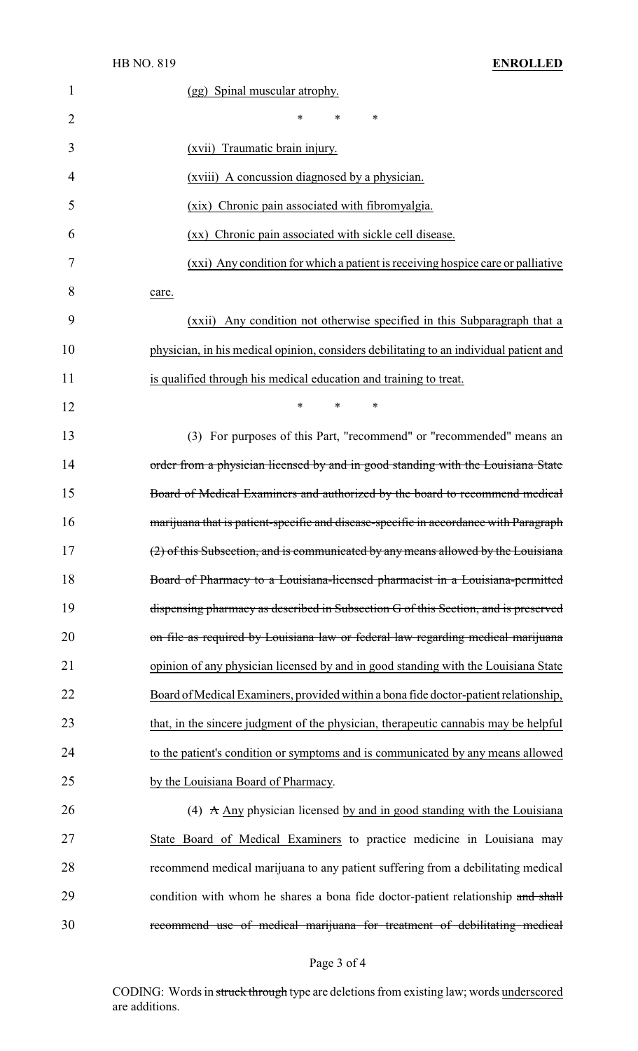(gg) Spinal muscular atrophy.

\* \* \*

(xvii) Traumatic brain injury.

(xviii) A concussion diagnosed by a physician.

(xix) Chronic pain associated with fibromyalgia.

(xx) Chronic pain associated with sickle cell disease.

(xxi) Any condition for which a patient is receiving hospice care or palliative care.

(xxii) Any condition not otherwise specified in this Subparagraph that a physician, in his medical opinion, considers debilitating to an individual patient and is qualified through his medical education and training to treat.

\* \* \*

(3) For purposes of this Part, "recommend" or "recommended" means an ~~order from a physician licensed by and in good standing with the Louisiana State Board of Medical Examiners and authorized by the board to recommend medical marijuana that is patient-specific and disease-specific in accordance with Paragraph (2) of this Subsection, and is communicated by any means allowed by the Louisiana Board of Pharmacy to a Louisiana-licensed pharmacist in a Louisiana-permitted dispensing pharmacy as described in Subsection G of this Section, and is preserved on file as required by Louisiana law or federal law regarding medical marijuana~~ opinion of any physician licensed by and in good standing with the Louisiana State Board of Medical Examiners, provided within a bona fide doctor-patient relationship, that, in the sincere judgment of the physician, therapeutic cannabis may be helpful to the patient's condition or symptoms and is communicated by any means allowed by the Louisiana Board of Pharmacy.

(4) ~~A~~ Any physician licensed by and in good standing with the Louisiana State Board of Medical Examiners to practice medicine in Louisiana may recommend medical marijuana to any patient suffering from a debilitating medical condition with whom he shares a bona fide doctor-patient relationship ~~and shall recommend use of medical marijuana for treatment of debilitating medical~~

CODING: Words in ~~struck through~~ type are deletions from existing law; words underscored are additions.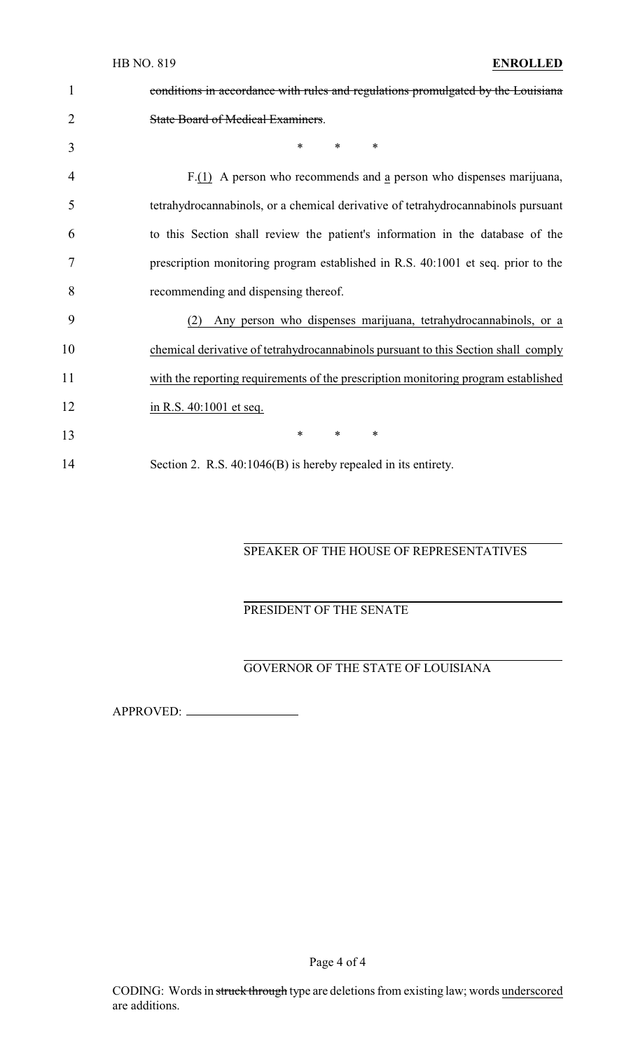~~conditions in accordance with rules and regulations promulgated by the Louisiana State Board of Medical Examiners~~.

\* \* \*

F.(1) A person who recommends and a person who dispenses marijuana, tetrahydrocannabinols, or a chemical derivative of tetrahydrocannabinols pursuant to this Section shall review the patient's information in the database of the prescription monitoring program established in R.S. 40:1001 et seq. prior to the recommending and dispensing thereof.

(2) Any person who dispenses marijuana, tetrahydrocannabinols, or a chemical derivative of tetrahydrocannabinols pursuant to this Section shall comply with the reporting requirements of the prescription monitoring program established in R.S. 40:1001 et seq.

\* \* \*

Section 2. R.S. 40:1046(B) is hereby repealed in its entirety.

SPEAKER OF THE HOUSE OF REPRESENTATIVES

PRESIDENT OF THE SENATE

GOVERNOR OF THE STATE OF LOUISIANA

APPROVED: \_\_\_\_\_\_\_\_\_\_\_\_\_\_\_\_\_\_

CODING: Words in ~~struck through~~ type are deletions from existing law; words underscored are additions.